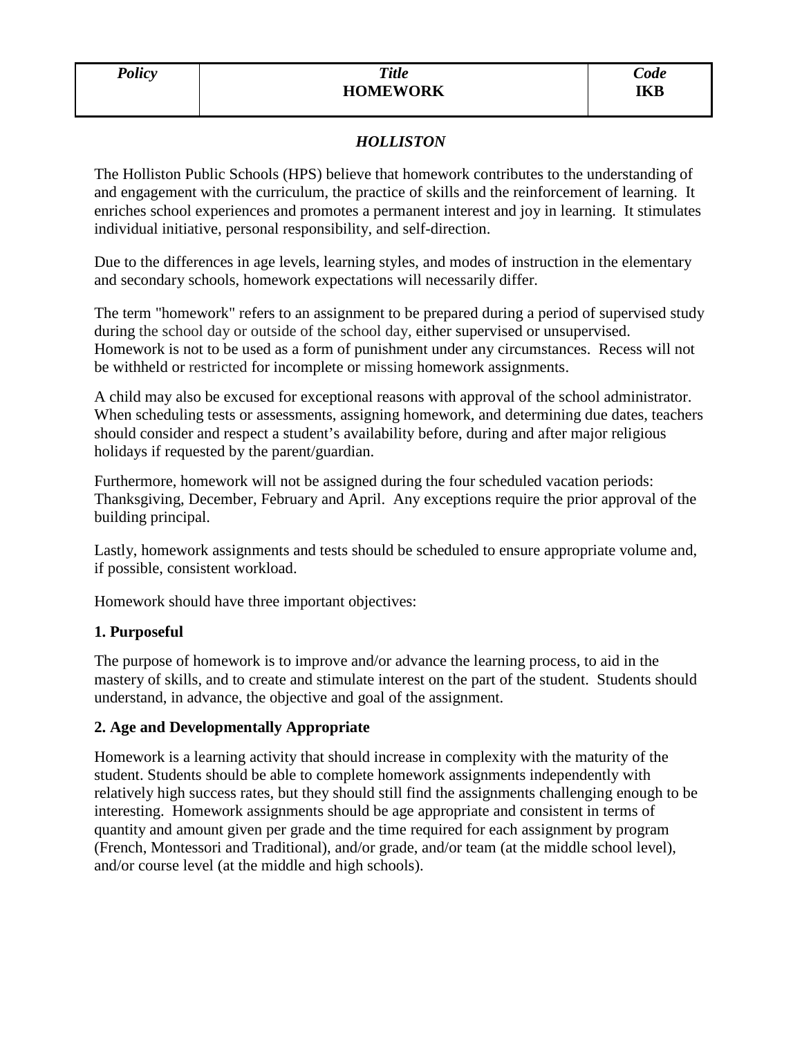| *Policy* | *Title* **HOMEWORK** | *Code* **IKB** |
| --- | --- | --- |

***HOLLISTON***

The Holliston Public Schools (HPS) believe that homework contributes to the understanding of and engagement with the curriculum, the practice of skills and the reinforcement of learning. It enriches school experiences and promotes a permanent interest and joy in learning. It stimulates individual initiative, personal responsibility, and self-direction.

Due to the differences in age levels, learning styles, and modes of instruction in the elementary and secondary schools, homework expectations will necessarily differ.

The term "homework" refers to an assignment to be prepared during a period of supervised study during the school day or outside of the school day, either supervised or unsupervised. Homework is not to be used as a form of punishment under any circumstances. Recess will not be withheld or restricted for incomplete or missing homework assignments.

A child may also be excused for exceptional reasons with approval of the school administrator. When scheduling tests or assessments, assigning homework, and determining due dates, teachers should consider and respect a student's availability before, during and after major religious holidays if requested by the parent/guardian.

Furthermore, homework will not be assigned during the four scheduled vacation periods: Thanksgiving, December, February and April. Any exceptions require the prior approval of the building principal.

Lastly, homework assignments and tests should be scheduled to ensure appropriate volume and, if possible, consistent workload.

Homework should have three important objectives:

**1. Purposeful**

The purpose of homework is to improve and/or advance the learning process, to aid in the mastery of skills, and to create and stimulate interest on the part of the student. Students should understand, in advance, the objective and goal of the assignment.

**2. Age and Developmentally Appropriate**

Homework is a learning activity that should increase in complexity with the maturity of the student. Students should be able to complete homework assignments independently with relatively high success rates, but they should still find the assignments challenging enough to be interesting. Homework assignments should be age appropriate and consistent in terms of quantity and amount given per grade and the time required for each assignment by program (French, Montessori and Traditional), and/or grade, and/or team (at the middle school level), and/or course level (at the middle and high schools).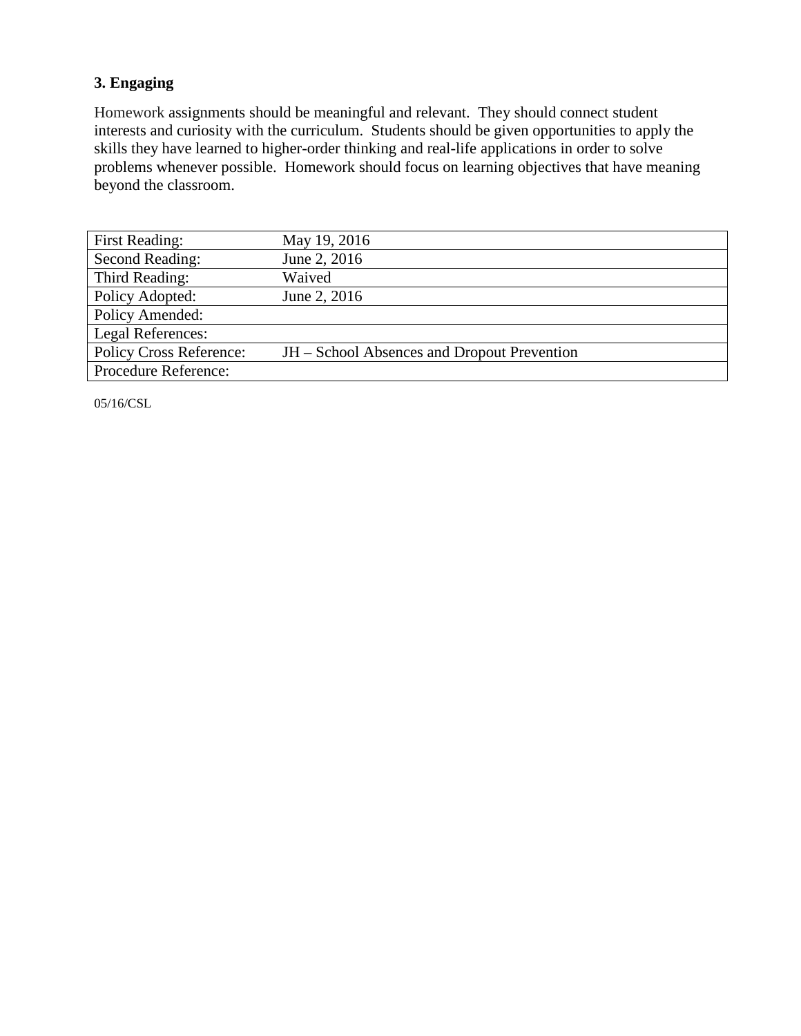### 3. Engaging

Homework assignments should be meaningful and relevant. They should connect student interests and curiosity with the curriculum. Students should be given opportunities to apply the skills they have learned to higher-order thinking and real-life applications in order to solve problems whenever possible. Homework should focus on learning objectives that have meaning beyond the classroom.

| | |
|---|---|
| First Reading: | May 19, 2016 |
| Second Reading: | June 2, 2016 |
| Third Reading: | Waived |
| Policy Adopted: | June 2, 2016 |
| Policy Amended: | |
| Legal References: | |
| Policy Cross Reference: | JH – School Absences and Dropout Prevention |
| Procedure Reference: | |

05/16/CSL